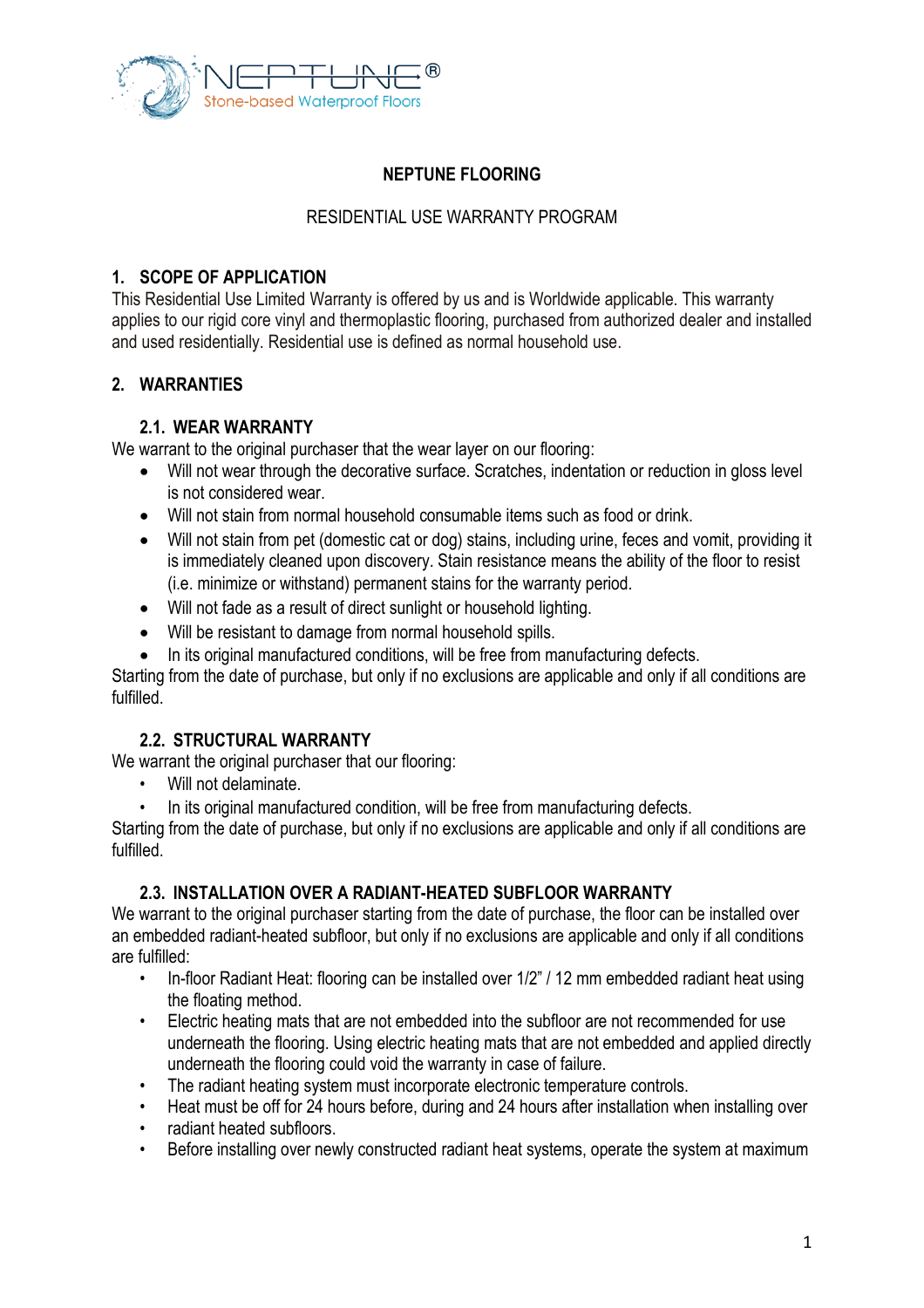NEPTUNE®
Stone-based Waterproof Floors

# NEPTUNE FLOORING

RESIDENTIAL USE WARRANTY PROGRAM

## 1. SCOPE OF APPLICATION

This Residential Use Limited Warranty is offered by us and is Worldwide applicable. This warranty applies to our rigid core vinyl and thermoplastic flooring, purchased from authorized dealer and installed and used residentially. Residential use is defined as normal household use.

## 2. WARRANTIES

### 2.1. WEAR WARRANTY

We warrant to the original purchaser that the wear layer on our flooring:

- Will not wear through the decorative surface. Scratches, indentation or reduction in gloss level is not considered wear.
- Will not stain from normal household consumable items such as food or drink.
- Will not stain from pet (domestic cat or dog) stains, including urine, feces and vomit, providing it is immediately cleaned upon discovery. Stain resistance means the ability of the floor to resist (i.e. minimize or withstand) permanent stains for the warranty period.
- Will not fade as a result of direct sunlight or household lighting.
- Will be resistant to damage from normal household spills.
- In its original manufactured conditions, will be free from manufacturing defects.

Starting from the date of purchase, but only if no exclusions are applicable and only if all conditions are fulfilled.

### 2.2. STRUCTURAL WARRANTY

We warrant to the original purchaser that our flooring:

- Will not delaminate.
- In its original manufactured condition, will be free from manufacturing defects.

Starting from the date of purchase, but only if no exclusions are applicable and only if all conditions are fulfilled.

### 2.3. INSTALLATION OVER A RADIANT-HEATED SUBFLOOR WARRANTY

We warrant to the original purchaser starting from the date of purchase, the floor can be installed over an embedded radiant-heated subfloor, but only if no exclusions are applicable and only if all conditions are fulfilled:

- In-floor Radiant Heat: flooring can be installed over 1/2" / 12 mm embedded radiant heat using the floating method.
- Electric heating mats that are not embedded into the subfloor are not recommended for use underneath the flooring. Using electric heating mats that are not embedded and applied directly underneath the flooring could void the warranty in case of failure.
- The radiant heating system must incorporate electronic temperature controls.
- Heat must be off for 24 hours before, during and 24 hours after installation when installing over
- radiant heated subfloors.
- Before installing over newly constructed radiant heat systems, operate the system at maximum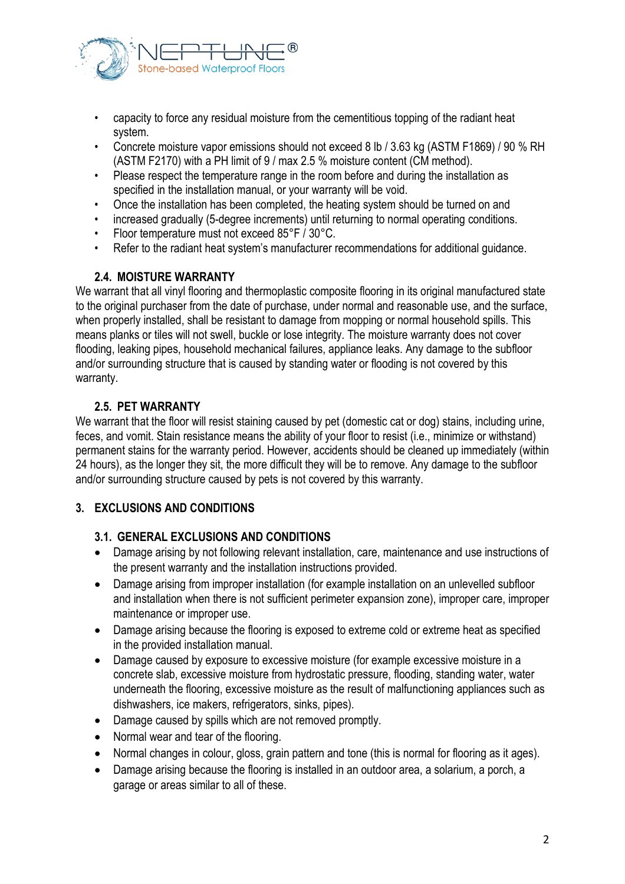- capacity to force any residual moisture from the cementitious topping of the radiant heat system.
- Concrete moisture vapor emissions should not exceed 8 lb / 3.63 kg (ASTM F1869) / 90 % RH (ASTM F2170) with a PH limit of 9 / max 2.5 % moisture content (CM method).
- Please respect the temperature range in the room before and during the installation as specified in the installation manual, or your warranty will be void.
- Once the installation has been completed, the heating system should be turned on and
- increased gradually (5-degree increments) until returning to normal operating conditions.
- Floor temperature must not exceed 85°F / 30°C.
- Refer to the radiant heat system's manufacturer recommendations for additional guidance.

### 2.4. MOISTURE WARRANTY

We warrant that all vinyl flooring and thermoplastic composite flooring in its original manufactured state to the original purchaser from the date of purchase, under normal and reasonable use, and the surface, when properly installed, shall be resistant to damage from mopping or normal household spills. This means planks or tiles will not swell, buckle or lose integrity. The moisture warranty does not cover flooding, leaking pipes, household mechanical failures, appliance leaks. Any damage to the subfloor and/or surrounding structure that is caused by standing water or flooding is not covered by this warranty.

### 2.5. PET WARRANTY

We warrant that the floor will resist staining caused by pet (domestic cat or dog) stains, including urine, feces, and vomit. Stain resistance means the ability of your floor to resist (i.e., minimize or withstand) permanent stains for the warranty period. However, accidents should be cleaned up immediately (within 24 hours), as the longer they sit, the more difficult they will be to remove. Any damage to the subfloor and/or surrounding structure caused by pets is not covered by this warranty.

## 3. EXCLUSIONS AND CONDITIONS

### 3.1. GENERAL EXCLUSIONS AND CONDITIONS

- Damage arising by not following relevant installation, care, maintenance and use instructions of the present warranty and the installation instructions provided.
- Damage arising from improper installation (for example installation on an unlevelled subfloor and installation when there is not sufficient perimeter expansion zone), improper care, improper maintenance or improper use.
- Damage arising because the flooring is exposed to extreme cold or extreme heat as specified in the provided installation manual.
- Damage caused by exposure to excessive moisture (for example excessive moisture in a concrete slab, excessive moisture from hydrostatic pressure, flooding, standing water, water underneath the flooring, excessive moisture as the result of malfunctioning appliances such as dishwashers, ice makers, refrigerators, sinks, pipes).
- Damage caused by spills which are not removed promptly.
- Normal wear and tear of the flooring.
- Normal changes in colour, gloss, grain pattern and tone (this is normal for flooring as it ages).
- Damage arising because the flooring is installed in an outdoor area, a solarium, a porch, a garage or areas similar to all of these.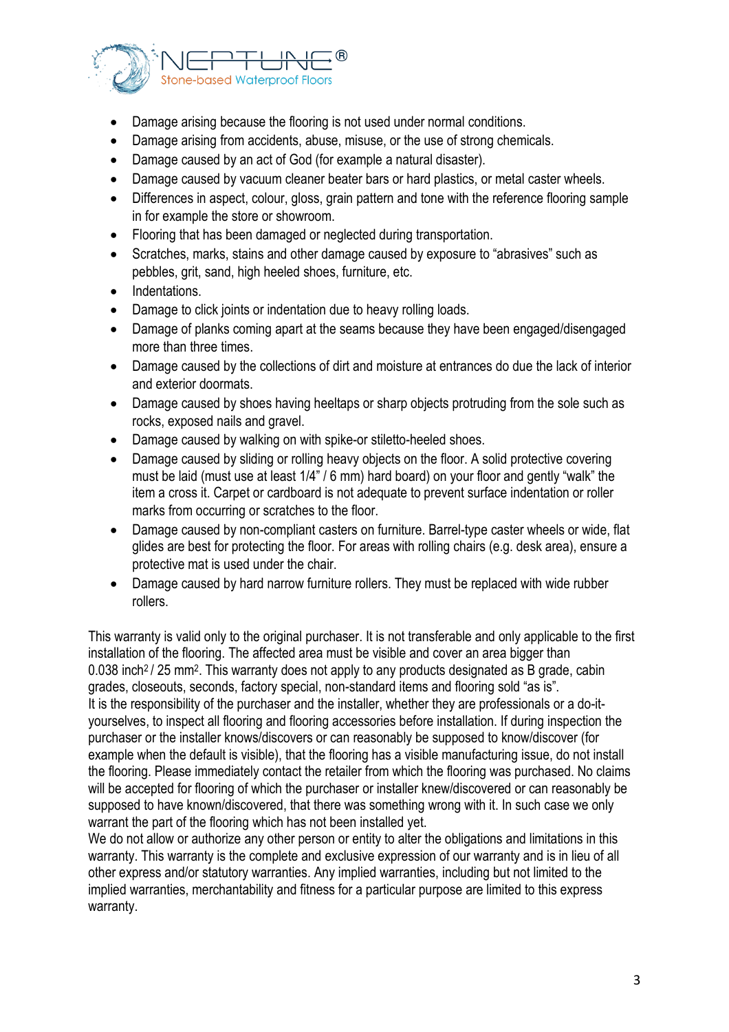- Damage arising because the flooring is not used under normal conditions.
- Damage arising from accidents, abuse, misuse, or the use of strong chemicals.
- Damage caused by an act of God (for example a natural disaster).
- Damage caused by vacuum cleaner beater bars or hard plastics, or metal caster wheels.
- Differences in aspect, colour, gloss, grain pattern and tone with the reference flooring sample in for example the store or showroom.
- Flooring that has been damaged or neglected during transportation.
- Scratches, marks, stains and other damage caused by exposure to "abrasives" such as pebbles, grit, sand, high heeled shoes, furniture, etc.
- Indentations.
- Damage to click joints or indentation due to heavy rolling loads.
- Damage of planks coming apart at the seams because they have been engaged/disengaged more than three times.
- Damage caused by the collections of dirt and moisture at entrances do due the lack of interior and exterior doormats.
- Damage caused by shoes having heeltaps or sharp objects protruding from the sole such as rocks, exposed nails and gravel.
- Damage caused by walking on with spike-or stiletto-heeled shoes.
- Damage caused by sliding or rolling heavy objects on the floor. A solid protective covering must be laid (must use at least 1/4" / 6 mm) hard board) on your floor and gently "walk" the item a cross it. Carpet or cardboard is not adequate to prevent surface indentation or roller marks from occurring or scratches to the floor.
- Damage caused by non-compliant casters on furniture. Barrel-type caster wheels or wide, flat glides are best for protecting the floor. For areas with rolling chairs (e.g. desk area), ensure a protective mat is used under the chair.
- Damage caused by hard narrow furniture rollers. They must be replaced with wide rubber rollers.

This warranty is valid only to the original purchaser. It is not transferable and only applicable to the first installation of the flooring. The affected area must be visible and cover an area bigger than 0.038 inch$^2$ / 25 mm$^2$. This warranty does not apply to any products designated as B grade, cabin grades, closeouts, seconds, factory special, non-standard items and flooring sold "as is".
It is the responsibility of the purchaser and the installer, whether they are professionals or a do-it-yourselves, to inspect all flooring and flooring accessories before installation. If during inspection the purchaser or the installer knows/discovers or can reasonably be supposed to know/discover (for example when the default is visible), that the flooring has a visible manufacturing issue, do not install the flooring. Please immediately contact the retailer from which the flooring was purchased. No claims will be accepted for flooring of which the purchaser or installer knew/discovered or can reasonably be supposed to have known/discovered, that there was something wrong with it. In such case we only warrant the part of the flooring which has not been installed yet.
We do not allow or authorize any other person or entity to alter the obligations and limitations in this warranty. This warranty is the complete and exclusive expression of our warranty and is in lieu of all other express and/or statutory warranties. Any implied warranties, including but not limited to the implied warranties, merchantability and fitness for a particular purpose are limited to this express warranty.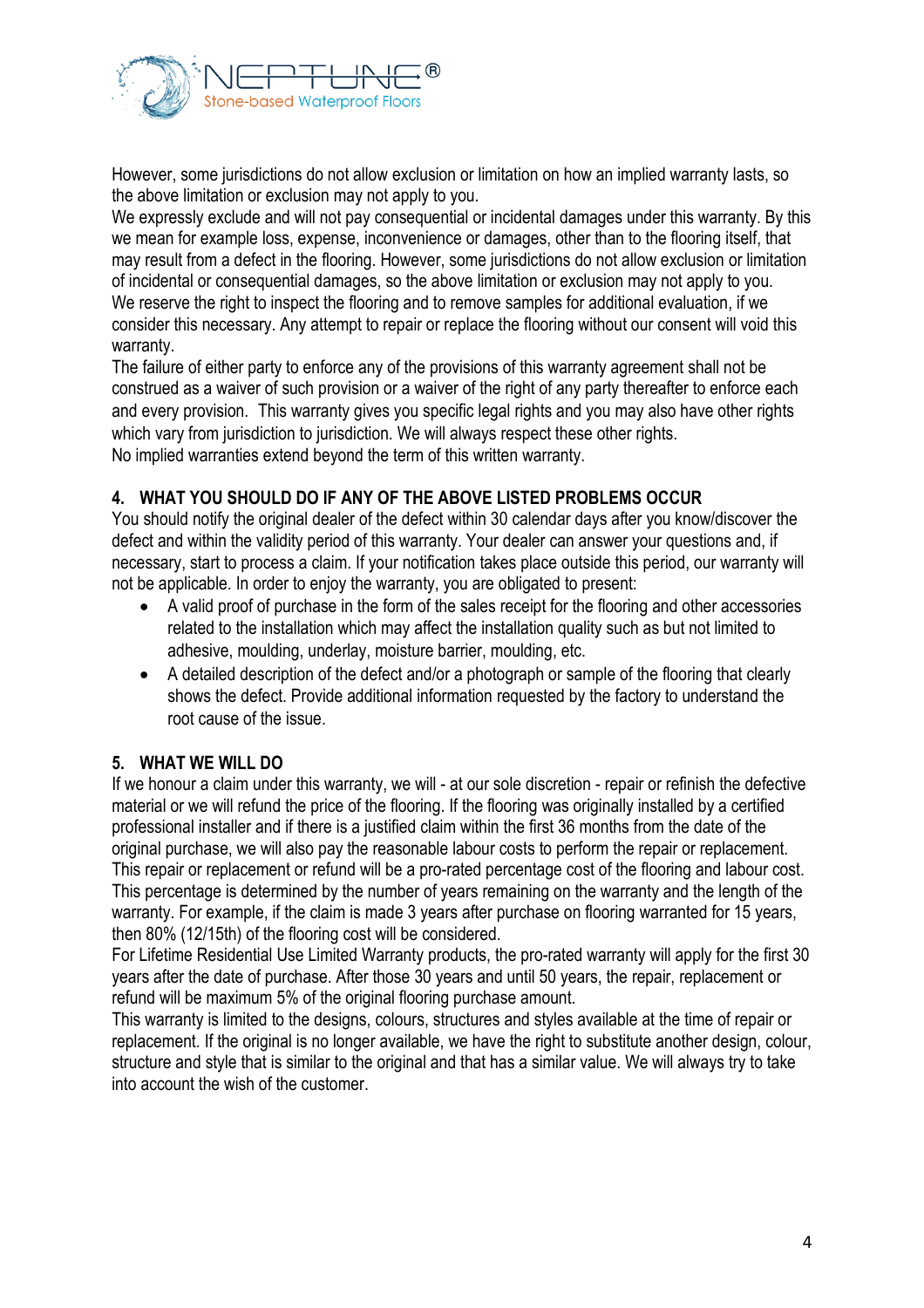However, some jurisdictions do not allow exclusion or limitation on how an implied warranty lasts, so the above limitation or exclusion may not apply to you.
We expressly exclude and will not pay consequential or incidental damages under this warranty. By this we mean for example loss, expense, inconvenience or damages, other than to the flooring itself, that may result from a defect in the flooring. However, some jurisdictions do not allow exclusion or limitation of incidental or consequential damages, so the above limitation or exclusion may not apply to you.
We reserve the right to inspect the flooring and to remove samples for additional evaluation, if we consider this necessary. Any attempt to repair or replace the flooring without our consent will void this warranty.
The failure of either party to enforce any of the provisions of this warranty agreement shall not be construed as a waiver of such provision or a waiver of the right of any party thereafter to enforce each and every provision. This warranty gives you specific legal rights and you may also have other rights which vary from jurisdiction to jurisdiction. We will always respect these other rights.
No implied warranties extend beyond the term of this written warranty.

## 4. WHAT YOU SHOULD DO IF ANY OF THE ABOVE LISTED PROBLEMS OCCUR

You should notify the original dealer of the defect within 30 calendar days after you know/discover the defect and within the validity period of this warranty. Your dealer can answer your questions and, if necessary, start to process a claim. If your notification takes place outside this period, our warranty will not be applicable. In order to enjoy the warranty, you are obligated to present:

- A valid proof of purchase in the form of the sales receipt for the flooring and other accessories related to the installation which may affect the installation quality such as but not limited to adhesive, moulding, underlay, moisture barrier, moulding, etc.
- A detailed description of the defect and/or a photograph or sample of the flooring that clearly shows the defect. Provide additional information requested by the factory to understand the root cause of the issue.

## 5. WHAT WE WILL DO

If we honour a claim under this warranty, we will - at our sole discretion - repair or refinish the defective material or we will refund the price of the flooring. If the flooring was originally installed by a certified professional installer and if there is a justified claim within the first 36 months from the date of the original purchase, we will also pay the reasonable labour costs to perform the repair or replacement. This repair or replacement or refund will be a pro-rated percentage cost of the flooring and labour cost. This percentage is determined by the number of years remaining on the warranty and the length of the warranty. For example, if the claim is made 3 years after purchase on flooring warranted for 15 years, then 80% (12/15th) of the flooring cost will be considered.
For Lifetime Residential Use Limited Warranty products, the pro-rated warranty will apply for the first 30 years after the date of purchase. After those 30 years and until 50 years, the repair, replacement or refund will be maximum 5% of the original flooring purchase amount.
This warranty is limited to the designs, colours, structures and styles available at the time of repair or replacement. If the original is no longer available, we have the right to substitute another design, colour, structure and style that is similar to the original and that has a similar value. We will always try to take into account the wish of the customer.